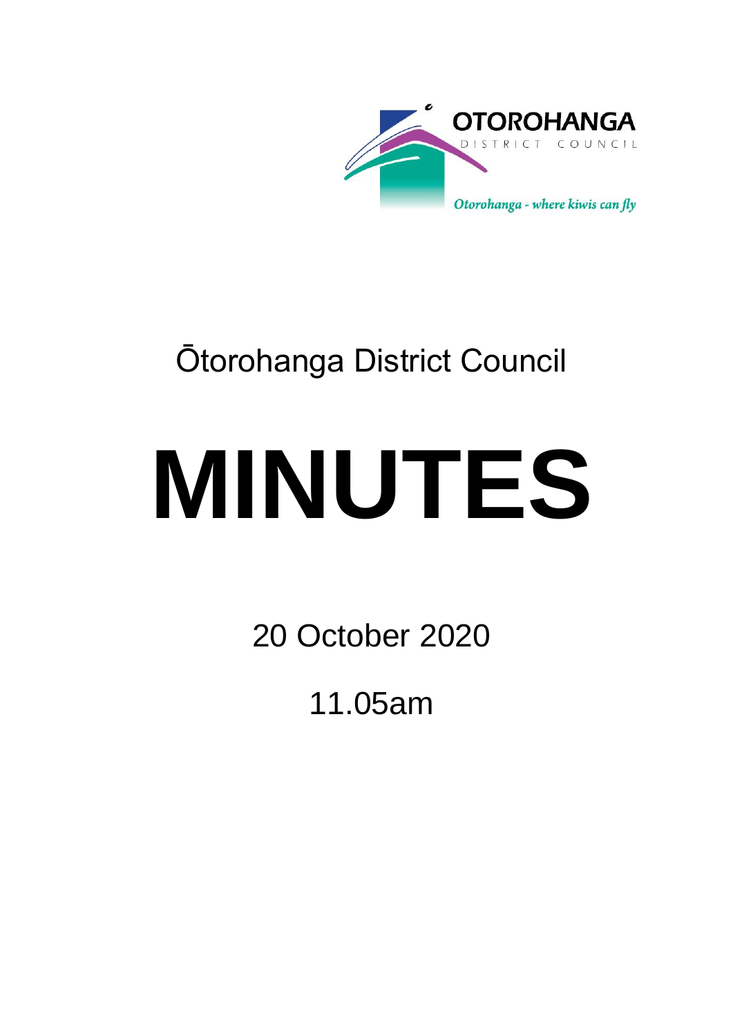OTOROHANGA

DISTRICT COUNCIL

*Otorohanga - where kiwis can fly*

Ōtorohanga District Council

# MINUTES

20 October 2020

11.05am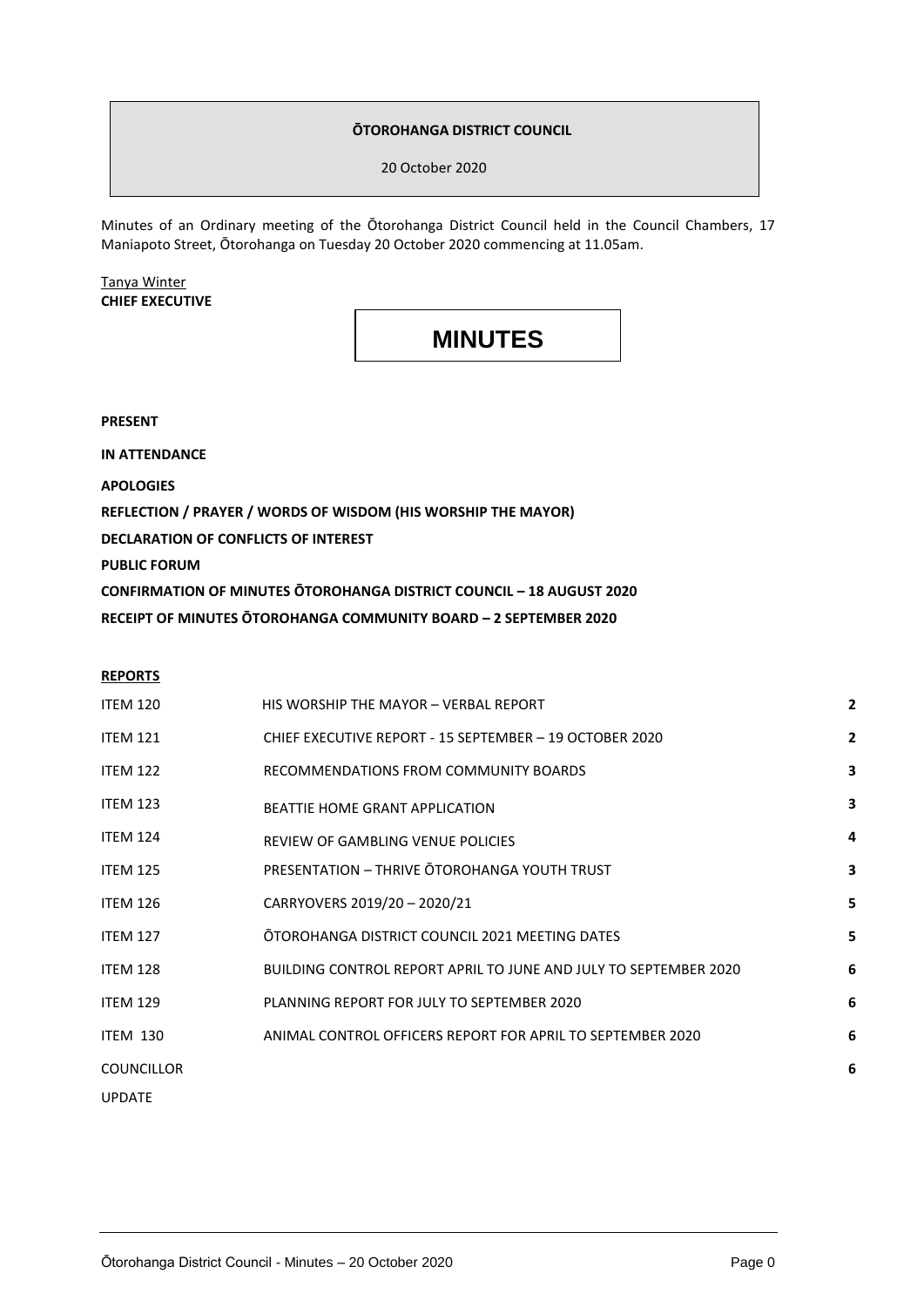**ŌTOROHANGA DISTRICT COUNCIL**

20 October 2020

Minutes of an Ordinary meeting of the Ōtorohanga District Council held in the Council Chambers, 17 Maniapoto Street, Ōtorohanga on Tuesday 20 October 2020 commencing at 11.05am.

Tanya Winter
**CHIEF EXECUTIVE**

# MINUTES

**PRESENT**

**IN ATTENDANCE**

**APOLOGIES**

**REFLECTION / PRAYER / WORDS OF WISDOM (HIS WORSHIP THE MAYOR)**

**DECLARATION OF CONFLICTS OF INTEREST**

**PUBLIC FORUM**

**CONFIRMATION OF MINUTES ŌTOROHANGA DISTRICT COUNCIL – 18 AUGUST 2020**

**RECEIPT OF MINUTES ŌTOROHANGA COMMUNITY BOARD – 2 SEPTEMBER 2020**

**REPORTS**

| | | |
|---|---|---|
| ITEM 120 | HIS WORSHIP THE MAYOR – VERBAL REPORT | **2** |
| ITEM 121 | CHIEF EXECUTIVE REPORT - 15 SEPTEMBER – 19 OCTOBER 2020 | **2** |
| ITEM 122 | RECOMMENDATIONS FROM COMMUNITY BOARDS | **3** |
| ITEM 123 | BEATTIE HOME GRANT APPLICATION | **3** |
| ITEM 124 | REVIEW OF GAMBLING VENUE POLICIES | **4** |
| ITEM 125 | PRESENTATION – THRIVE ŌTOROHANGA YOUTH TRUST | **3** |
| ITEM 126 | CARRYOVERS 2019/20 – 2020/21 | **5** |
| ITEM 127 | ŌTOROHANGA DISTRICT COUNCIL 2021 MEETING DATES | **5** |
| ITEM 128 | BUILDING CONTROL REPORT APRIL TO JUNE AND JULY TO SEPTEMBER 2020 | **6** |
| ITEM 129 | PLANNING REPORT FOR JULY TO SEPTEMBER 2020 | **6** |
| ITEM 130 | ANIMAL CONTROL OFFICERS REPORT FOR APRIL TO SEPTEMBER 2020 | **6** |
| COUNCILLOR UPDATE | | **6** |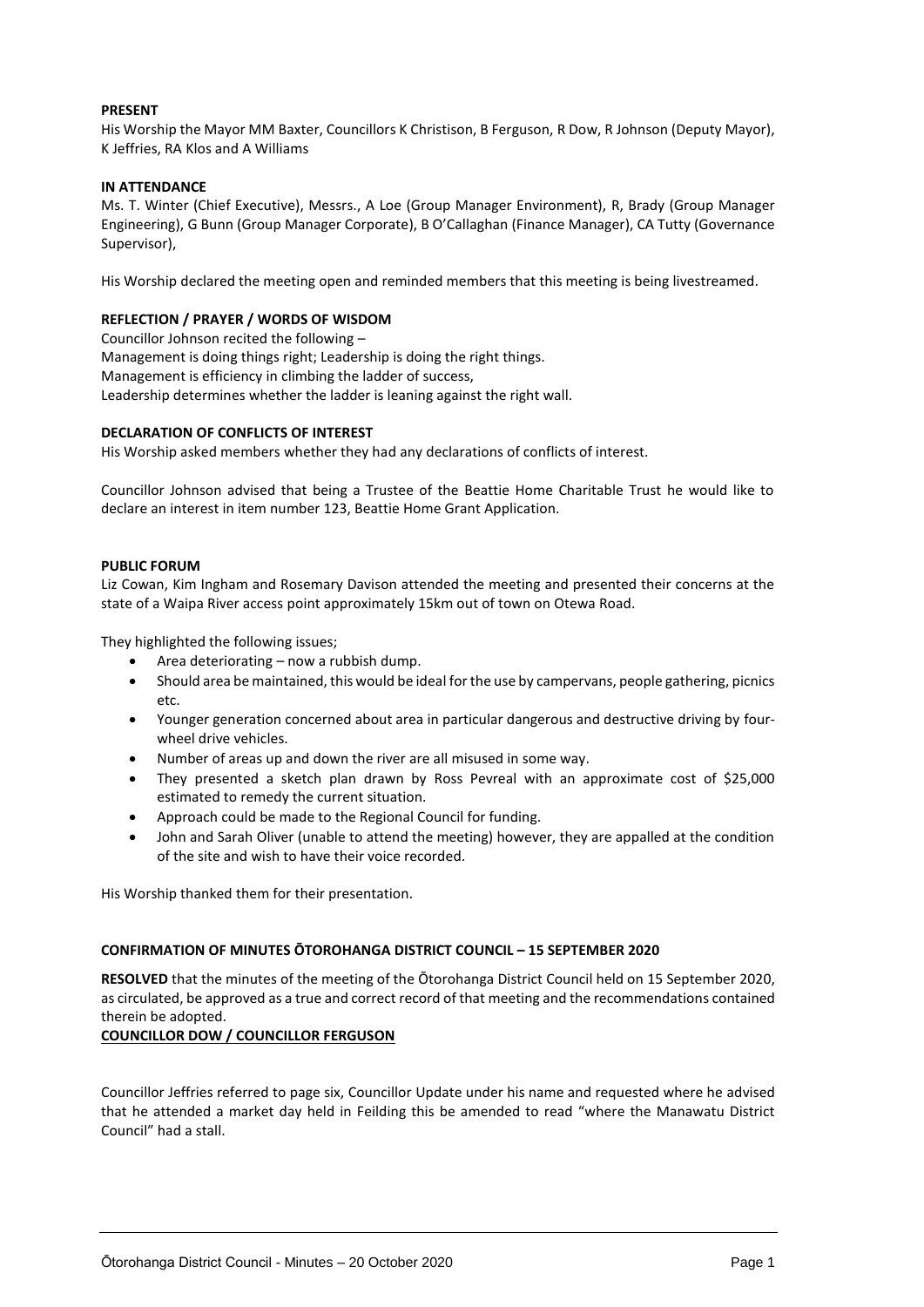**PRESENT**

His Worship the Mayor MM Baxter, Councillors K Christison, B Ferguson, R Dow, R Johnson (Deputy Mayor), K Jeffries, RA Klos and A Williams

**IN ATTENDANCE**

Ms. T. Winter (Chief Executive), Messrs., A Loe (Group Manager Environment), R, Brady (Group Manager Engineering), G Bunn (Group Manager Corporate), B O'Callaghan (Finance Manager), CA Tutty (Governance Supervisor),

His Worship declared the meeting open and reminded members that this meeting is being livestreamed.

**REFLECTION / PRAYER / WORDS OF WISDOM**

Councillor Johnson recited the following –
Management is doing things right; Leadership is doing the right things.
Management is efficiency in climbing the ladder of success,
Leadership determines whether the ladder is leaning against the right wall.

**DECLARATION OF CONFLICTS OF INTEREST**

His Worship asked members whether they had any declarations of conflicts of interest.

Councillor Johnson advised that being a Trustee of the Beattie Home Charitable Trust he would like to declare an interest in item number 123, Beattie Home Grant Application.

**PUBLIC FORUM**

Liz Cowan, Kim Ingham and Rosemary Davison attended the meeting and presented their concerns at the state of a Waipa River access point approximately 15km out of town on Otewa Road.

They highlighted the following issues;

- Area deteriorating – now a rubbish dump.
- Should area be maintained, this would be ideal for the use by campervans, people gathering, picnics etc.
- Younger generation concerned about area in particular dangerous and destructive driving by four-wheel drive vehicles.
- Number of areas up and down the river are all misused in some way.
- They presented a sketch plan drawn by Ross Pevreal with an approximate cost of $25,000 estimated to remedy the current situation.
- Approach could be made to the Regional Council for funding.
- John and Sarah Oliver (unable to attend the meeting) however, they are appalled at the condition of the site and wish to have their voice recorded.

His Worship thanked them for their presentation.

**CONFIRMATION OF MINUTES ŌTOROHANGA DISTRICT COUNCIL – 15 SEPTEMBER 2020**

**RESOLVED** that the minutes of the meeting of the Ōtorohanga District Council held on 15 September 2020, as circulated, be approved as a true and correct record of that meeting and the recommendations contained therein be adopted.

**COUNCILLOR DOW / COUNCILLOR FERGUSON**

Councillor Jeffries referred to page six, Councillor Update under his name and requested where he advised that he attended a market day held in Feilding this be amended to read "where the Manawatu District Council" had a stall.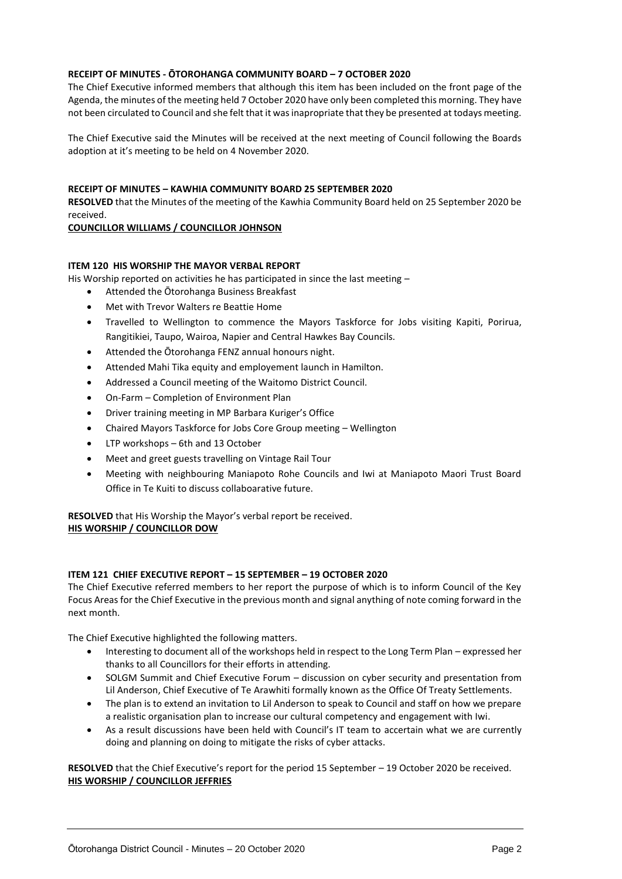**RECEIPT OF MINUTES - ŌTOROHANGA COMMUNITY BOARD – 7 OCTOBER 2020**

The Chief Executive informed members that although this item has been included on the front page of the Agenda, the minutes of the meeting held 7 October 2020 have only been completed this morning. They have not been circulated to Council and she felt that it was inapropriate that they be presented at todays meeting.

The Chief Executive said the Minutes will be received at the next meeting of Council following the Boards adoption at it's meeting to be held on 4 November 2020.

**RECEIPT OF MINUTES – KAWHIA COMMUNITY BOARD 25 SEPTEMBER 2020**

**RESOLVED** that the Minutes of the meeting of the Kawhia Community Board held on 25 September 2020 be received.

**COUNCILLOR WILLIAMS / COUNCILLOR JOHNSON**

**ITEM 120 HIS WORSHIP THE MAYOR VERBAL REPORT**

His Worship reported on activities he has participated in since the last meeting –

- Attended the Ōtorohanga Business Breakfast
- Met with Trevor Walters re Beattie Home
- Travelled to Wellington to commence the Mayors Taskforce for Jobs visiting Kapiti, Porirua, Rangitikiei, Taupo, Wairoa, Napier and Central Hawkes Bay Councils.
- Attended the Ōtorohanga FENZ annual honours night.
- Attended Mahi Tika equity and employement launch in Hamilton.
- Addressed a Council meeting of the Waitomo District Council.
- On-Farm – Completion of Environment Plan
- Driver training meeting in MP Barbara Kuriger's Office
- Chaired Mayors Taskforce for Jobs Core Group meeting – Wellington
- LTP workshops – 6th and 13 October
- Meet and greet guests travelling on Vintage Rail Tour
- Meeting with neighbouring Maniapoto Rohe Councils and Iwi at Maniapoto Maori Trust Board Office in Te Kuiti to discuss collaboarative future.

**RESOLVED** that His Worship the Mayor's verbal report be received.

**HIS WORSHIP / COUNCILLOR DOW**

**ITEM 121 CHIEF EXECUTIVE REPORT – 15 SEPTEMBER – 19 OCTOBER 2020**

The Chief Executive referred members to her report the purpose of which is to inform Council of the Key Focus Areas for the Chief Executive in the previous month and signal anything of note coming forward in the next month.

The Chief Executive highlighted the following matters.

- Interesting to document all of the workshops held in respect to the Long Term Plan – expressed her thanks to all Councillors for their efforts in attending.
- SOLGM Summit and Chief Executive Forum – discussion on cyber security and presentation from Lil Anderson, Chief Executive of Te Arawhiti formally known as the Office Of Treaty Settlements.
- The plan is to extend an invitation to Lil Anderson to speak to Council and staff on how we prepare a realistic organisation plan to increase our cultural competency and engagement with Iwi.
- As a result discussions have been held with Council's IT team to accertain what we are currently doing and planning on doing to mitigate the risks of cyber attacks.

**RESOLVED** that the Chief Executive's report for the period 15 September – 19 October 2020 be received.

**HIS WORSHIP / COUNCILLOR JEFFRIES**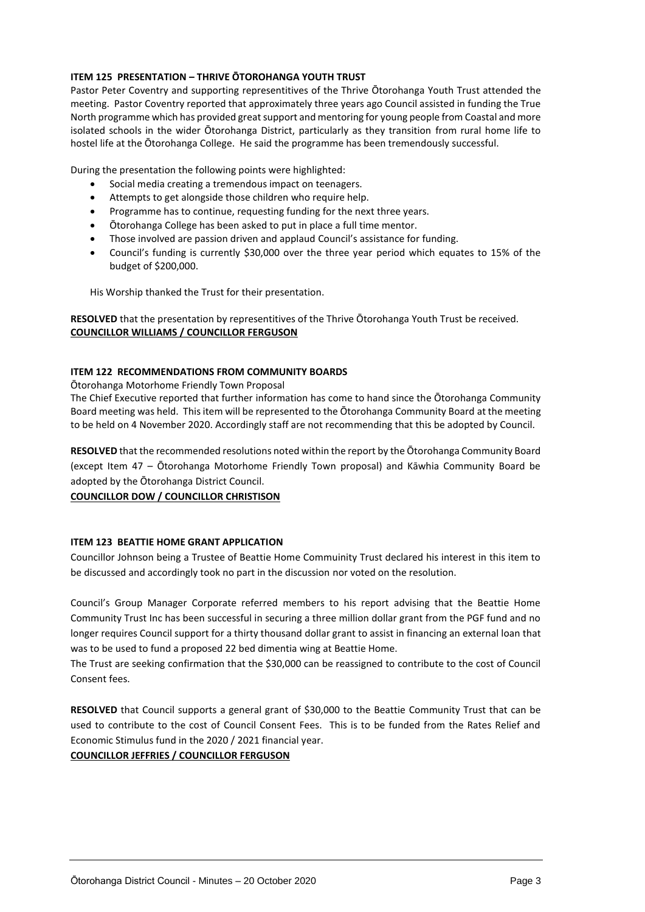**ITEM 125 PRESENTATION – THRIVE ŌTOROHANGA YOUTH TRUST**

Pastor Peter Coventry and supporting representitives of the Thrive Ōtorohanga Youth Trust attended the meeting. Pastor Coventry reported that approximately three years ago Council assisted in funding the True North programme which has provided great support and mentoring for young people from Coastal and more isolated schools in the wider Ōtorohanga District, particularly as they transition from rural home life to hostel life at the Ōtorohanga College. He said the programme has been tremendously successful.

During the presentation the following points were highlighted:

- Social media creating a tremendous impact on teenagers.
- Attempts to get alongside those children who require help.
- Programme has to continue, requesting funding for the next three years.
- Ōtorohanga College has been asked to put in place a full time mentor.
- Those involved are passion driven and applaud Council's assistance for funding.
- Council's funding is currently $30,000 over the three year period which equates to 15% of the budget of $200,000.

His Worship thanked the Trust for their presentation.

**RESOLVED** that the presentation by representitives of the Thrive Ōtorohanga Youth Trust be received.
**COUNCILLOR WILLIAMS / COUNCILLOR FERGUSON**

**ITEM 122 RECOMMENDATIONS FROM COMMUNITY BOARDS**

Ōtorohanga Motorhome Friendly Town Proposal

The Chief Executive reported that further information has come to hand since the Ōtorohanga Community Board meeting was held. This item will be represented to the Ōtorohanga Community Board at the meeting to be held on 4 November 2020. Accordingly staff are not recommending that this be adopted by Council.

**RESOLVED** that the recommended resolutions noted within the report by the Ōtorohanga Community Board (except Item 47 – Ōtorohanga Motorhome Friendly Town proposal) and Kāwhia Community Board be adopted by the Ōtorohanga District Council.

**COUNCILLOR DOW / COUNCILLOR CHRISTISON**

**ITEM 123 BEATTIE HOME GRANT APPLICATION**

Councillor Johnson being a Trustee of Beattie Home Commuinity Trust declared his interest in this item to be discussed and accordingly took no part in the discussion nor voted on the resolution.

Council's Group Manager Corporate referred members to his report advising that the Beattie Home Community Trust Inc has been successful in securing a three million dollar grant from the PGF fund and no longer requires Council support for a thirty thousand dollar grant to assist in financing an external loan that was to be used to fund a proposed 22 bed dimentia wing at Beattie Home.

The Trust are seeking confirmation that the $30,000 can be reassigned to contribute to the cost of Council Consent fees.

**RESOLVED** that Council supports a general grant of $30,000 to the Beattie Community Trust that can be used to contribute to the cost of Council Consent Fees. This is to be funded from the Rates Relief and Economic Stimulus fund in the 2020 / 2021 financial year.

**COUNCILLOR JEFFRIES / COUNCILLOR FERGUSON**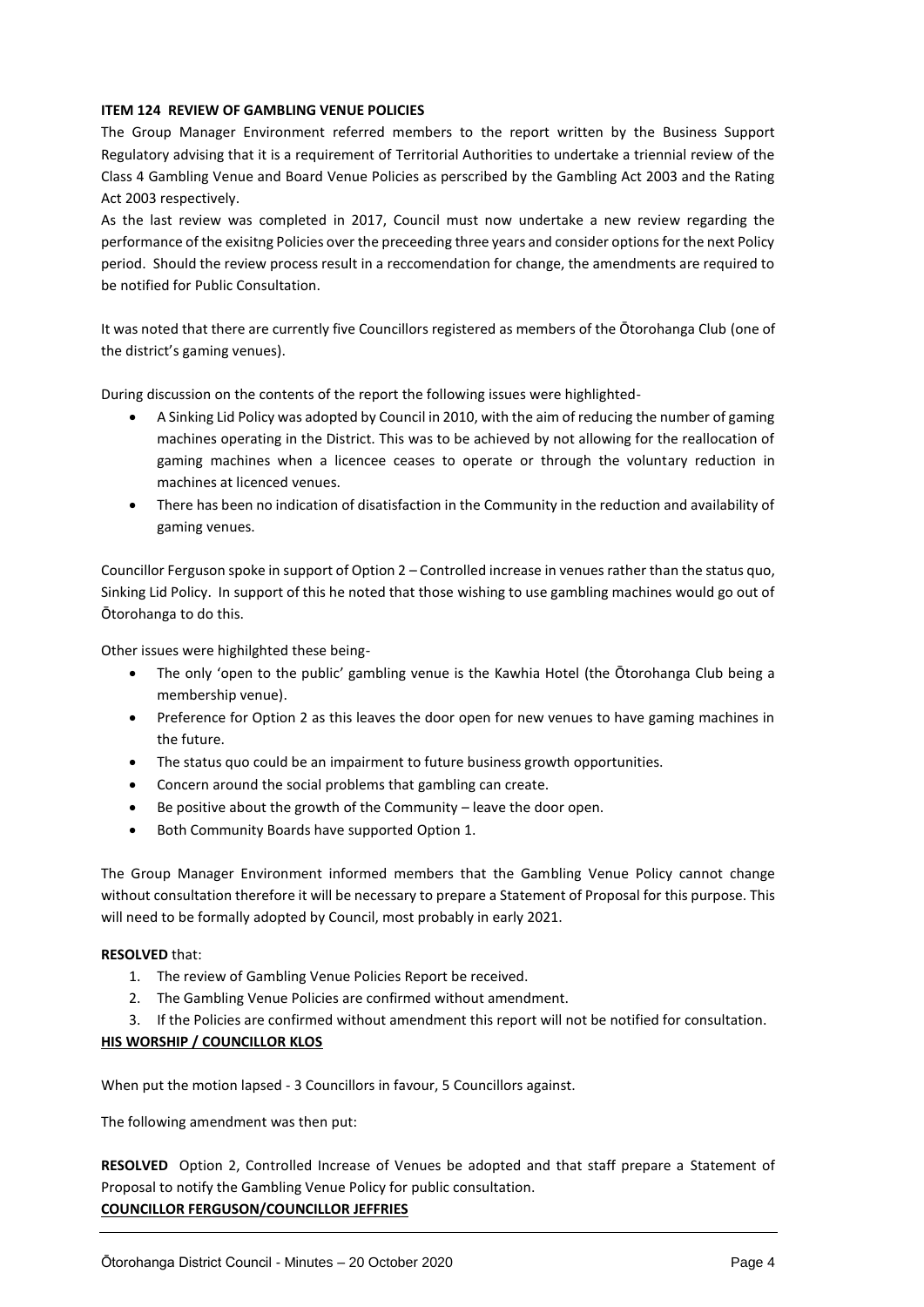**ITEM 124 REVIEW OF GAMBLING VENUE POLICIES**

The Group Manager Environment referred members to the report written by the Business Support Regulatory advising that it is a requirement of Territorial Authorities to undertake a triennial review of the Class 4 Gambling Venue and Board Venue Policies as perscribed by the Gambling Act 2003 and the Rating Act 2003 respectively.

As the last review was completed in 2017, Council must now undertake a new review regarding the performance of the exisitng Policies over the preceeding three years and consider options for the next Policy period. Should the review process result in a reccomendation for change, the amendments are required to be notified for Public Consultation.

It was noted that there are currently five Councillors registered as members of the Ōtorohanga Club (one of the district's gaming venues).

During discussion on the contents of the report the following issues were highlighted-

- A Sinking Lid Policy was adopted by Council in 2010, with the aim of reducing the number of gaming machines operating in the District. This was to be achieved by not allowing for the reallocation of gaming machines when a licencee ceases to operate or through the voluntary reduction in machines at licenced venues.
- There has been no indication of disatisfaction in the Community in the reduction and availability of gaming venues.

Councillor Ferguson spoke in support of Option 2 – Controlled increase in venues rather than the status quo, Sinking Lid Policy. In support of this he noted that those wishing to use gambling machines would go out of Ōtorohanga to do this.

Other issues were highilghted these being-

- The only 'open to the public' gambling venue is the Kawhia Hotel (the Ōtorohanga Club being a membership venue).
- Preference for Option 2 as this leaves the door open for new venues to have gaming machines in the future.
- The status quo could be an impairment to future business growth opportunities.
- Concern around the social problems that gambling can create.
- Be positive about the growth of the Community – leave the door open.
- Both Community Boards have supported Option 1.

The Group Manager Environment informed members that the Gambling Venue Policy cannot change without consultation therefore it will be necessary to prepare a Statement of Proposal for this purpose. This will need to be formally adopted by Council, most probably in early 2021.

**RESOLVED** that:

1. The review of Gambling Venue Policies Report be received.
2. The Gambling Venue Policies are confirmed without amendment.
3. If the Policies are confirmed without amendment this report will not be notified for consultation.

**HIS WORSHIP / COUNCILLOR KLOS**

When put the motion lapsed - 3 Councillors in favour, 5 Councillors against.

The following amendment was then put:

**RESOLVED** Option 2, Controlled Increase of Venues be adopted and that staff prepare a Statement of Proposal to notify the Gambling Venue Policy for public consultation.

**COUNCILLOR FERGUSON/COUNCILLOR JEFFRIES**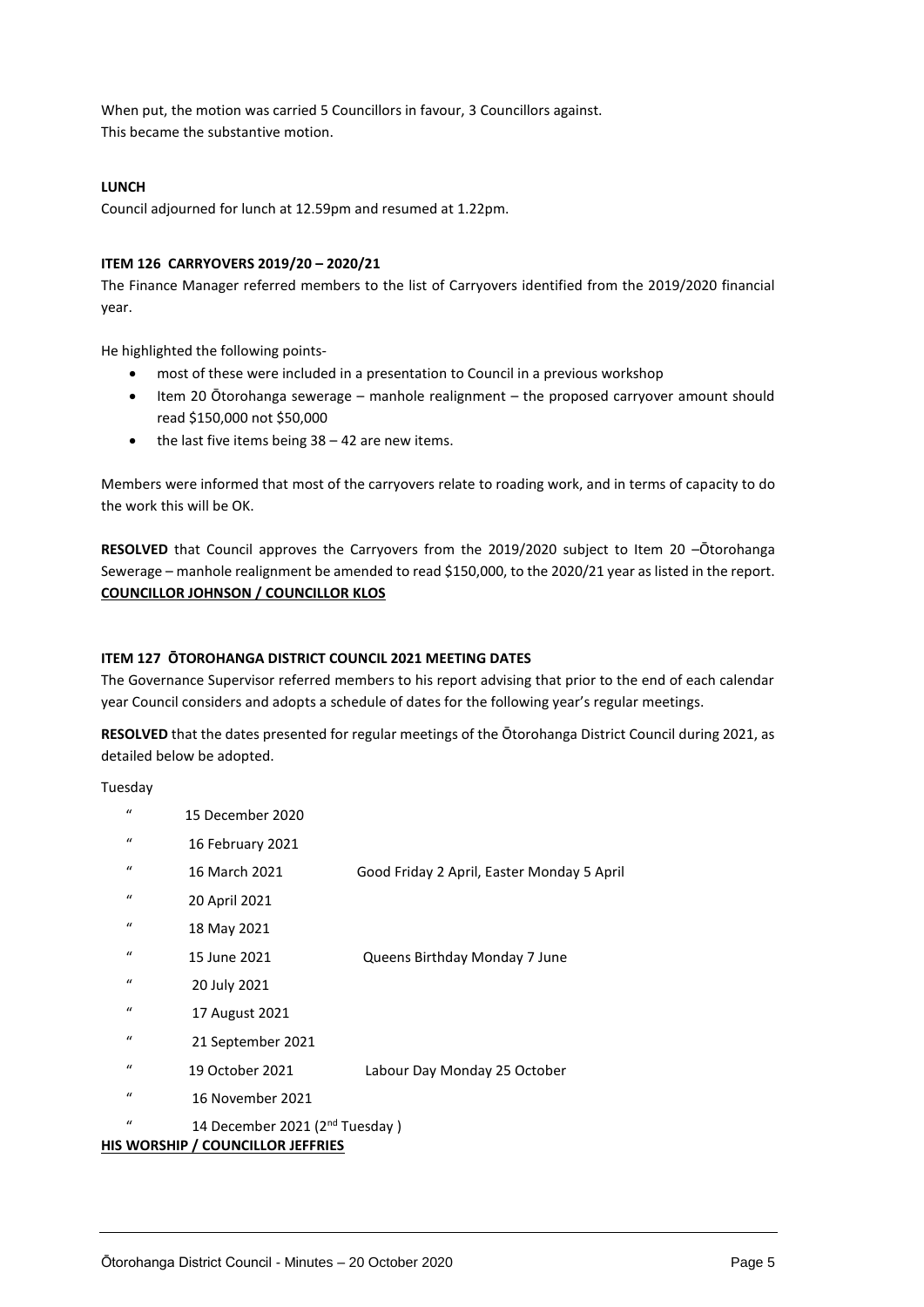When put, the motion was carried 5 Councillors in favour, 3 Councillors against.
This became the substantive motion.

**LUNCH**

Council adjourned for lunch at 12.59pm and resumed at 1.22pm.

**ITEM 126 CARRYOVERS 2019/20 – 2020/21**

The Finance Manager referred members to the list of Carryovers identified from the 2019/2020 financial year.

He highlighted the following points-

- most of these were included in a presentation to Council in a previous workshop
- Item 20 Ōtorohanga sewerage – manhole realignment – the proposed carryover amount should read $150,000 not $50,000
- the last five items being 38 – 42 are new items.

Members were informed that most of the carryovers relate to roading work, and in terms of capacity to do the work this will be OK.

**RESOLVED** that Council approves the Carryovers from the 2019/2020 subject to Item 20 –Ōtorohanga Sewerage – manhole realignment be amended to read $150,000, to the 2020/21 year as listed in the report.
**COUNCILLOR JOHNSON / COUNCILLOR KLOS**

**ITEM 127 ŌTOROHANGA DISTRICT COUNCIL 2021 MEETING DATES**

The Governance Supervisor referred members to his report advising that prior to the end of each calendar year Council considers and adopts a schedule of dates for the following year's regular meetings.

**RESOLVED** that the dates presented for regular meetings of the Ōtorohanga District Council during 2021, as detailed below be adopted.

Tuesday

| | | |
|---|---|---|
| " | 15 December 2020 | |
| " | 16 February 2021 | |
| " | 16 March 2021 | Good Friday 2 April, Easter Monday 5 April |
| " | 20 April 2021 | |
| " | 18 May 2021 | |
| " | 15 June 2021 | Queens Birthday Monday 7 June |
| " | 20 July 2021 | |
| " | 17 August 2021 | |
| " | 21 September 2021 | |
| " | 19 October 2021 | Labour Day Monday 25 October |
| " | 16 November 2021 | |
| " | 14 December 2021 (2nd Tuesday ) | |

**HIS WORSHIP / COUNCILLOR JEFFRIES**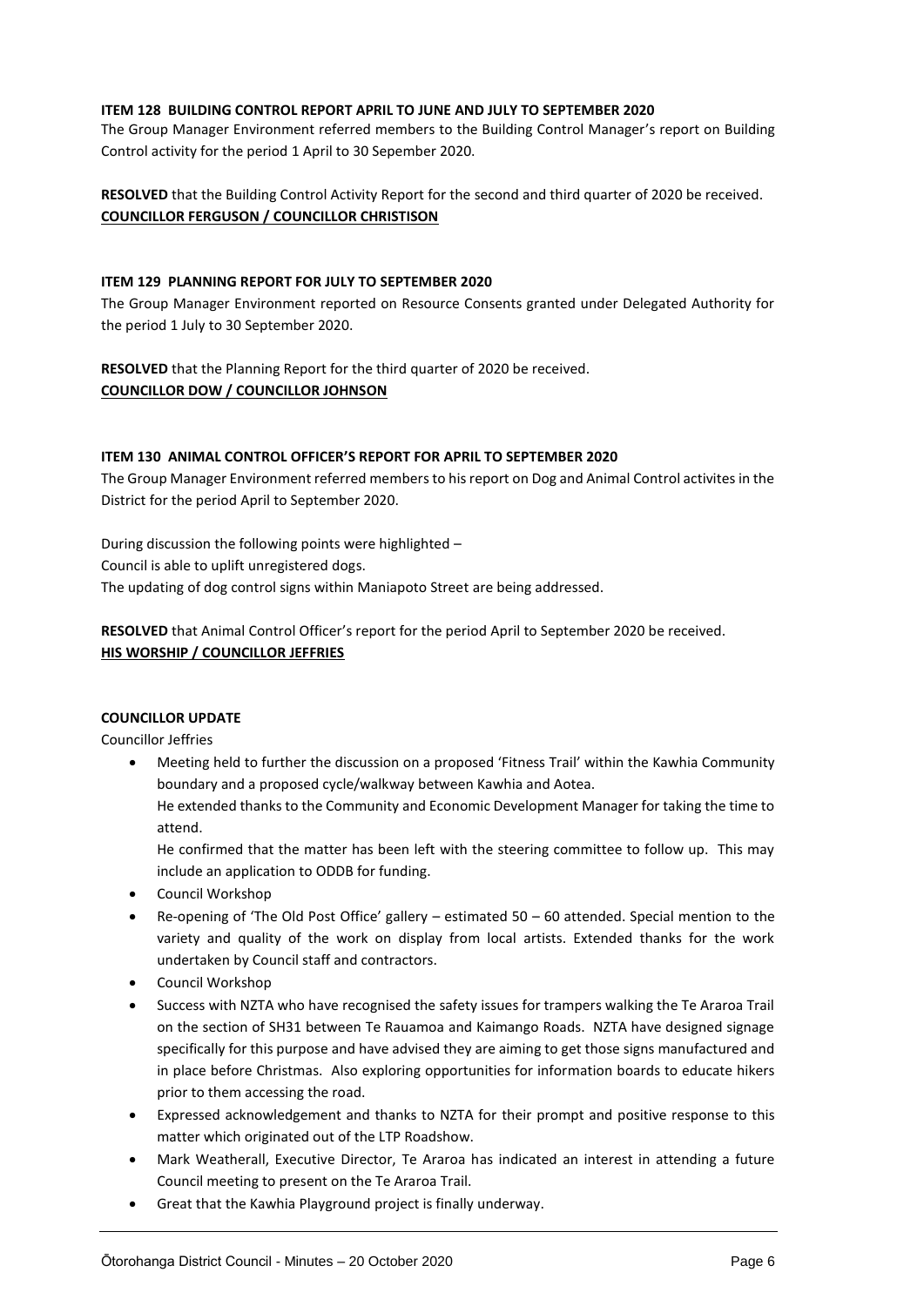**ITEM 128 BUILDING CONTROL REPORT APRIL TO JUNE AND JULY TO SEPTEMBER 2020**

The Group Manager Environment referred members to the Building Control Manager's report on Building Control activity for the period 1 April to 30 Sepember 2020.

**RESOLVED** that the Building Control Activity Report for the second and third quarter of 2020 be received.
**COUNCILLOR FERGUSON / COUNCILLOR CHRISTISON**

**ITEM 129 PLANNING REPORT FOR JULY TO SEPTEMBER 2020**

The Group Manager Environment reported on Resource Consents granted under Delegated Authority for the period 1 July to 30 September 2020.

**RESOLVED** that the Planning Report for the third quarter of 2020 be received.
**COUNCILLOR DOW / COUNCILLOR JOHNSON**

**ITEM 130 ANIMAL CONTROL OFFICER'S REPORT FOR APRIL TO SEPTEMBER 2020**

The Group Manager Environment referred members to his report on Dog and Animal Control activites in the District for the period April to September 2020.

During discussion the following points were highlighted –
Council is able to uplift unregistered dogs.
The updating of dog control signs within Maniapoto Street are being addressed.

**RESOLVED** that Animal Control Officer's report for the period April to September 2020 be received.
**HIS WORSHIP / COUNCILLOR JEFFRIES**

**COUNCILLOR UPDATE**

Councillor Jeffries

- Meeting held to further the discussion on a proposed 'Fitness Trail' within the Kawhia Community boundary and a proposed cycle/walkway between Kawhia and Aotea.
  He extended thanks to the Community and Economic Development Manager for taking the time to attend.
  He confirmed that the matter has been left with the steering committee to follow up. This may include an application to ODDB for funding.
- Council Workshop
- Re-opening of 'The Old Post Office' gallery – estimated 50 – 60 attended. Special mention to the variety and quality of the work on display from local artists. Extended thanks for the work undertaken by Council staff and contractors.
- Council Workshop
- Success with NZTA who have recognised the safety issues for trampers walking the Te Araroa Trail on the section of SH31 between Te Rauamoa and Kaimango Roads. NZTA have designed signage specifically for this purpose and have advised they are aiming to get those signs manufactured and in place before Christmas. Also exploring opportunities for information boards to educate hikers prior to them accessing the road.
- Expressed acknowledgement and thanks to NZTA for their prompt and positive response to this matter which originated out of the LTP Roadshow.
- Mark Weatherall, Executive Director, Te Araroa has indicated an interest in attending a future Council meeting to present on the Te Araroa Trail.
- Great that the Kawhia Playground project is finally underway.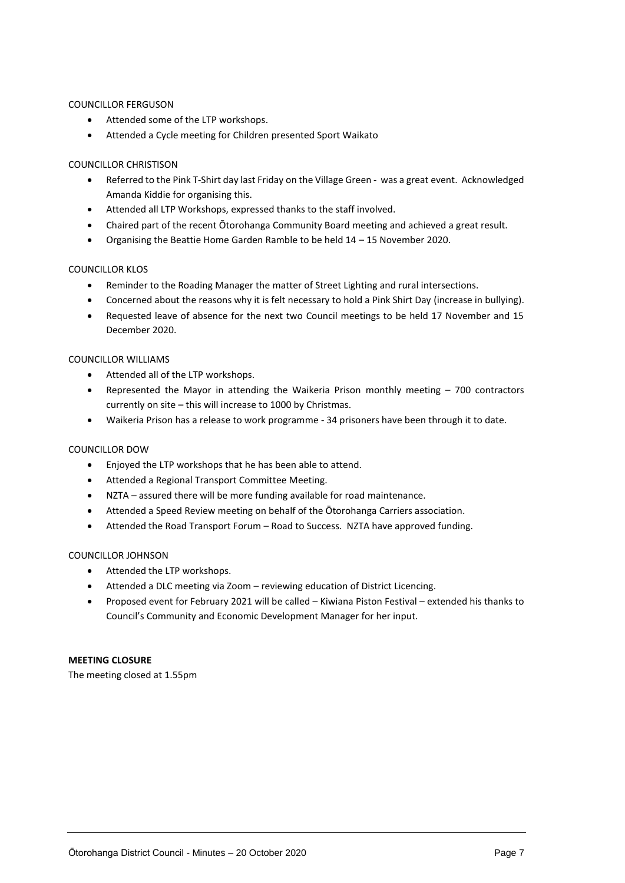COUNCILLOR FERGUSON

- Attended some of the LTP workshops.
- Attended a Cycle meeting for Children presented Sport Waikato

COUNCILLOR CHRISTISON

- Referred to the Pink T-Shirt day last Friday on the Village Green - was a great event. Acknowledged Amanda Kiddie for organising this.
- Attended all LTP Workshops, expressed thanks to the staff involved.
- Chaired part of the recent Ōtorohanga Community Board meeting and achieved a great result.
- Organising the Beattie Home Garden Ramble to be held 14 – 15 November 2020.

COUNCILLOR KLOS

- Reminder to the Roading Manager the matter of Street Lighting and rural intersections.
- Concerned about the reasons why it is felt necessary to hold a Pink Shirt Day (increase in bullying).
- Requested leave of absence for the next two Council meetings to be held 17 November and 15 December 2020.

COUNCILLOR WILLIAMS

- Attended all of the LTP workshops.
- Represented the Mayor in attending the Waikeria Prison monthly meeting – 700 contractors currently on site – this will increase to 1000 by Christmas.
- Waikeria Prison has a release to work programme - 34 prisoners have been through it to date.

COUNCILLOR DOW

- Enjoyed the LTP workshops that he has been able to attend.
- Attended a Regional Transport Committee Meeting.
- NZTA – assured there will be more funding available for road maintenance.
- Attended a Speed Review meeting on behalf of the Ōtorohanga Carriers association.
- Attended the Road Transport Forum – Road to Success. NZTA have approved funding.

COUNCILLOR JOHNSON

- Attended the LTP workshops.
- Attended a DLC meeting via Zoom – reviewing education of District Licencing.
- Proposed event for February 2021 will be called – Kiwiana Piston Festival – extended his thanks to Council's Community and Economic Development Manager for her input.

**MEETING CLOSURE**

The meeting closed at 1.55pm